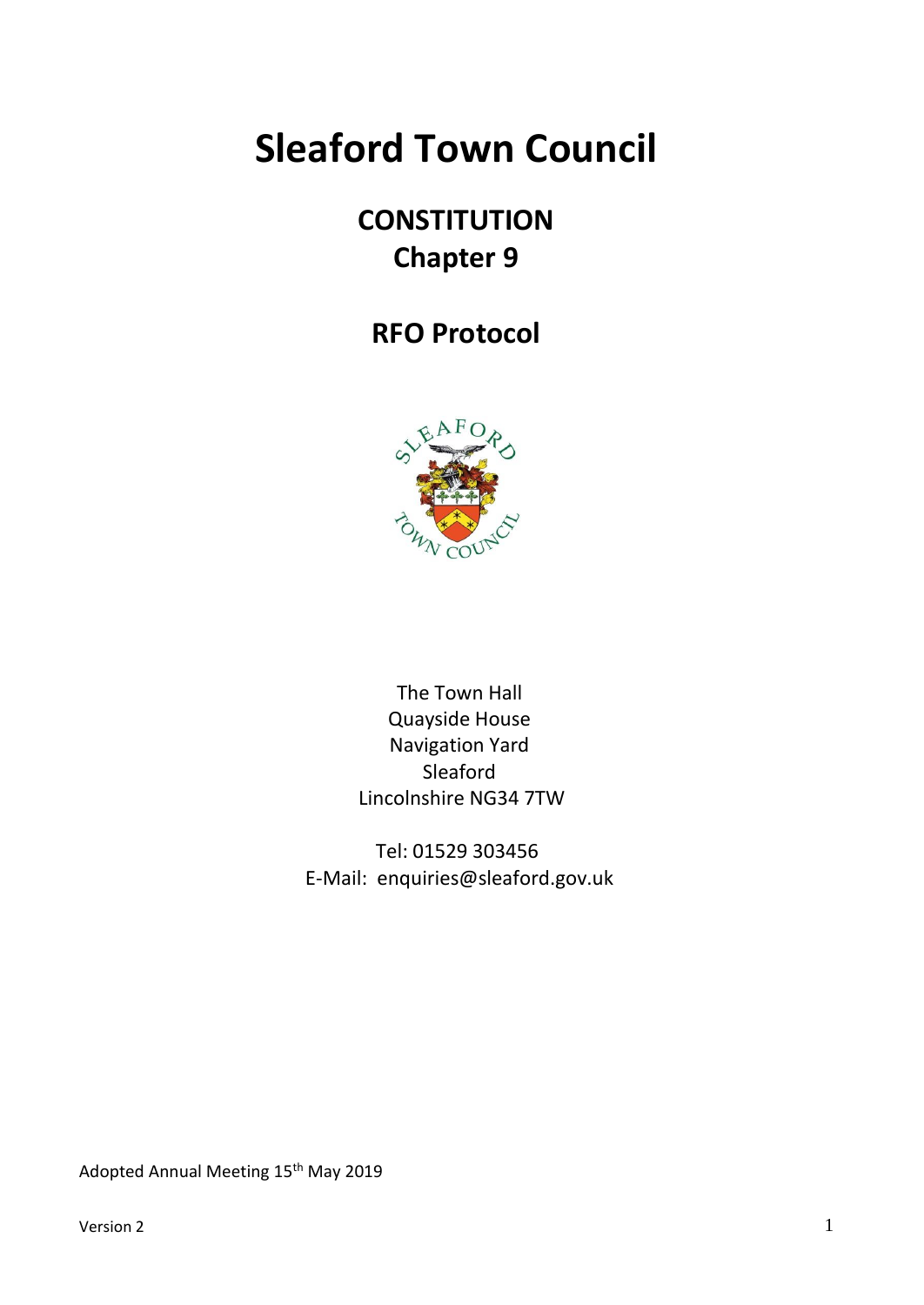# Sleaford Town Council

## CONSTITUTION
## Chapter 9

## RFO Protocol

The Town Hall
Quayside House
Navigation Yard
Sleaford
Lincolnshire NG34 7TW

Tel: 01529 303456
E-Mail: enquiries@sleaford.gov.uk

Adopted Annual Meeting 15th May 2019

Version 2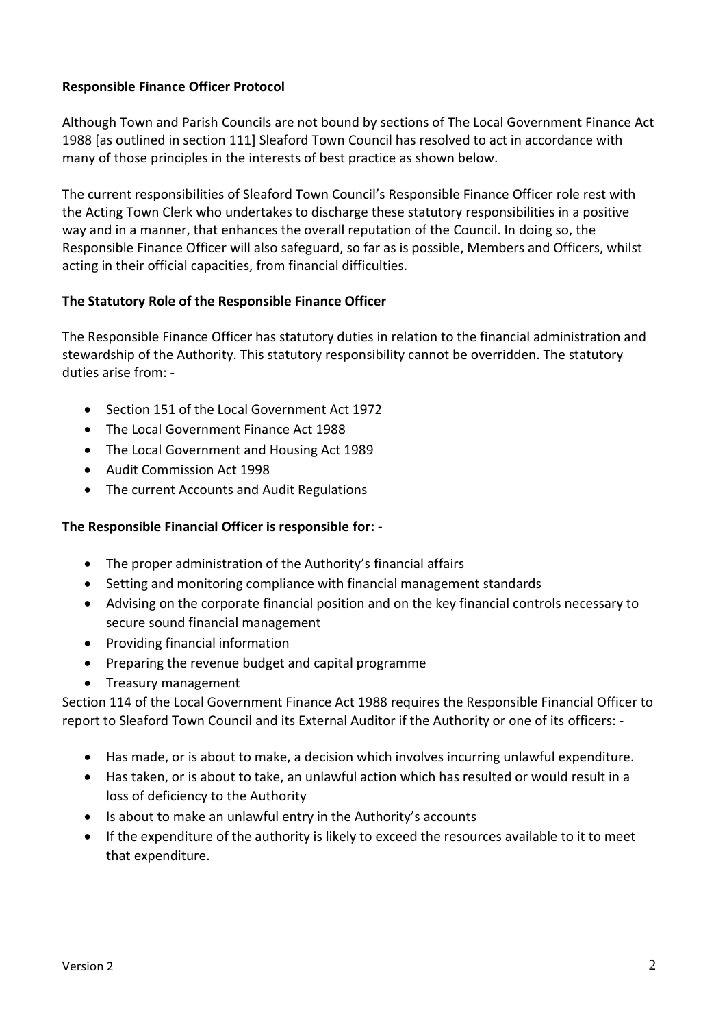**Responsible Finance Officer Protocol**

Although Town and Parish Councils are not bound by sections of The Local Government Finance Act 1988 [as outlined in section 111] Sleaford Town Council has resolved to act in accordance with many of those principles in the interests of best practice as shown below.

The current responsibilities of Sleaford Town Council's Responsible Finance Officer role rest with the Acting Town Clerk who undertakes to discharge these statutory responsibilities in a positive way and in a manner, that enhances the overall reputation of the Council. In doing so, the Responsible Finance Officer will also safeguard, so far as is possible, Members and Officers, whilst acting in their official capacities, from financial difficulties.

**The Statutory Role of the Responsible Finance Officer**

The Responsible Finance Officer has statutory duties in relation to the financial administration and stewardship of the Authority. This statutory responsibility cannot be overridden. The statutory duties arise from: -

- Section 151 of the Local Government Act 1972
- The Local Government Finance Act 1988
- The Local Government and Housing Act 1989
- Audit Commission Act 1998
- The current Accounts and Audit Regulations

**The Responsible Financial Officer is responsible for: -**

- The proper administration of the Authority's financial affairs
- Setting and monitoring compliance with financial management standards
- Advising on the corporate financial position and on the key financial controls necessary to secure sound financial management
- Providing financial information
- Preparing the revenue budget and capital programme
- Treasury management

Section 114 of the Local Government Finance Act 1988 requires the Responsible Financial Officer to report to Sleaford Town Council and its External Auditor if the Authority or one of its officers: -

- Has made, or is about to make, a decision which involves incurring unlawful expenditure.
- Has taken, or is about to take, an unlawful action which has resulted or would result in a loss of deficiency to the Authority
- Is about to make an unlawful entry in the Authority's accounts
- If the expenditure of the authority is likely to exceed the resources available to it to meet that expenditure.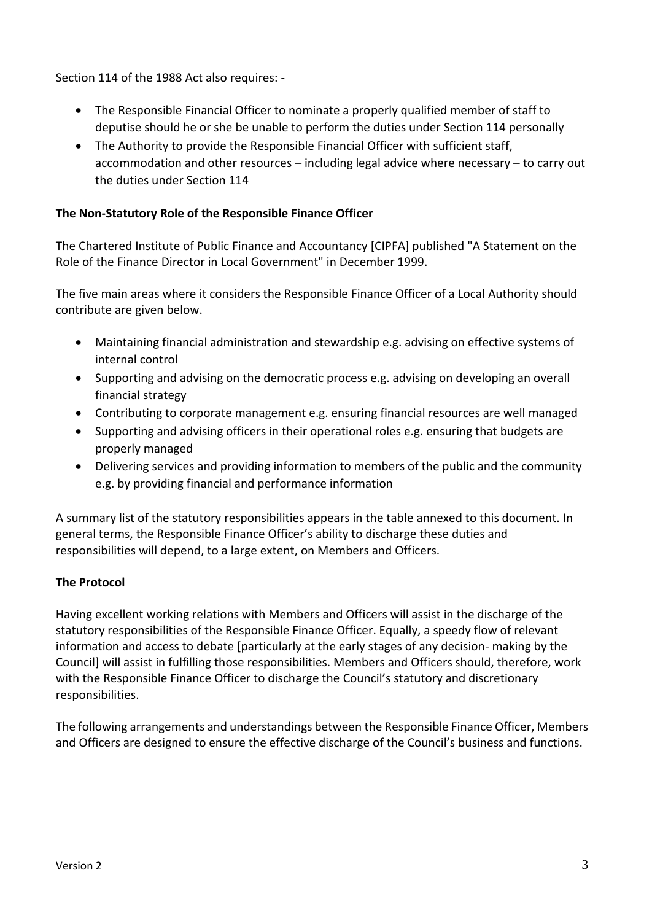Section 114 of the 1988 Act also requires: -

- The Responsible Financial Officer to nominate a properly qualified member of staff to deputise should he or she be unable to perform the duties under Section 114 personally
- The Authority to provide the Responsible Financial Officer with sufficient staff, accommodation and other resources – including legal advice where necessary – to carry out the duties under Section 114

**The Non-Statutory Role of the Responsible Finance Officer**

The Chartered Institute of Public Finance and Accountancy [CIPFA] published "A Statement on the Role of the Finance Director in Local Government" in December 1999.

The five main areas where it considers the Responsible Finance Officer of a Local Authority should contribute are given below.

- Maintaining financial administration and stewardship e.g. advising on effective systems of internal control
- Supporting and advising on the democratic process e.g. advising on developing an overall financial strategy
- Contributing to corporate management e.g. ensuring financial resources are well managed
- Supporting and advising officers in their operational roles e.g. ensuring that budgets are properly managed
- Delivering services and providing information to members of the public and the community e.g. by providing financial and performance information

A summary list of the statutory responsibilities appears in the table annexed to this document. In general terms, the Responsible Finance Officer's ability to discharge these duties and responsibilities will depend, to a large extent, on Members and Officers.

**The Protocol**

Having excellent working relations with Members and Officers will assist in the discharge of the statutory responsibilities of the Responsible Finance Officer. Equally, a speedy flow of relevant information and access to debate [particularly at the early stages of any decision- making by the Council] will assist in fulfilling those responsibilities. Members and Officers should, therefore, work with the Responsible Finance Officer to discharge the Council's statutory and discretionary responsibilities.

The following arrangements and understandings between the Responsible Finance Officer, Members and Officers are designed to ensure the effective discharge of the Council's business and functions.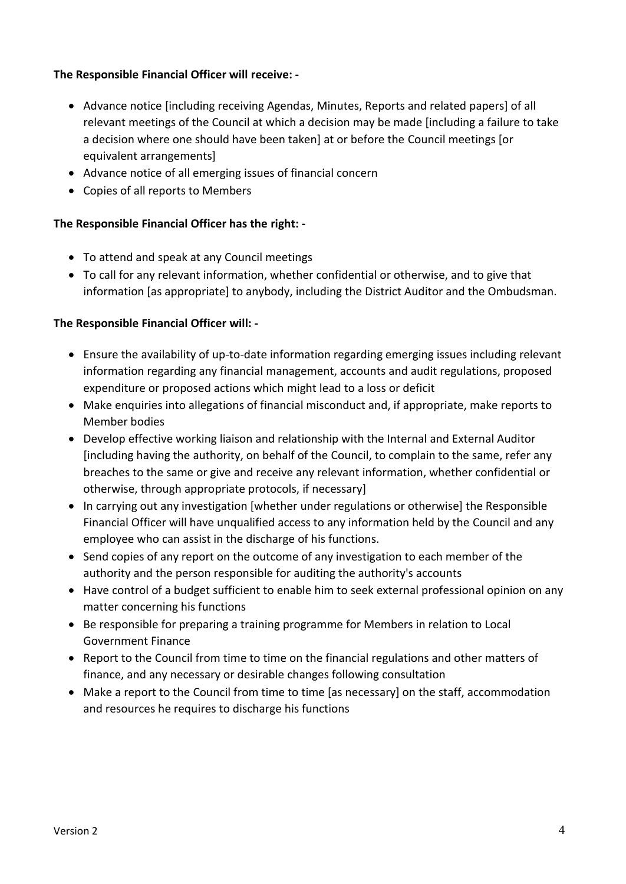**The Responsible Financial Officer will receive: -**

- Advance notice [including receiving Agendas, Minutes, Reports and related papers] of all relevant meetings of the Council at which a decision may be made [including a failure to take a decision where one should have been taken] at or before the Council meetings [or equivalent arrangements]
- Advance notice of all emerging issues of financial concern
- Copies of all reports to Members

**The Responsible Financial Officer has the right: -**

- To attend and speak at any Council meetings
- To call for any relevant information, whether confidential or otherwise, and to give that information [as appropriate] to anybody, including the District Auditor and the Ombudsman.

**The Responsible Financial Officer will: -**

- Ensure the availability of up-to-date information regarding emerging issues including relevant information regarding any financial management, accounts and audit regulations, proposed expenditure or proposed actions which might lead to a loss or deficit
- Make enquiries into allegations of financial misconduct and, if appropriate, make reports to Member bodies
- Develop effective working liaison and relationship with the Internal and External Auditor [including having the authority, on behalf of the Council, to complain to the same, refer any breaches to the same or give and receive any relevant information, whether confidential or otherwise, through appropriate protocols, if necessary]
- In carrying out any investigation [whether under regulations or otherwise] the Responsible Financial Officer will have unqualified access to any information held by the Council and any employee who can assist in the discharge of his functions.
- Send copies of any report on the outcome of any investigation to each member of the authority and the person responsible for auditing the authority's accounts
- Have control of a budget sufficient to enable him to seek external professional opinion on any matter concerning his functions
- Be responsible for preparing a training programme for Members in relation to Local Government Finance
- Report to the Council from time to time on the financial regulations and other matters of finance, and any necessary or desirable changes following consultation
- Make a report to the Council from time to time [as necessary] on the staff, accommodation and resources he requires to discharge his functions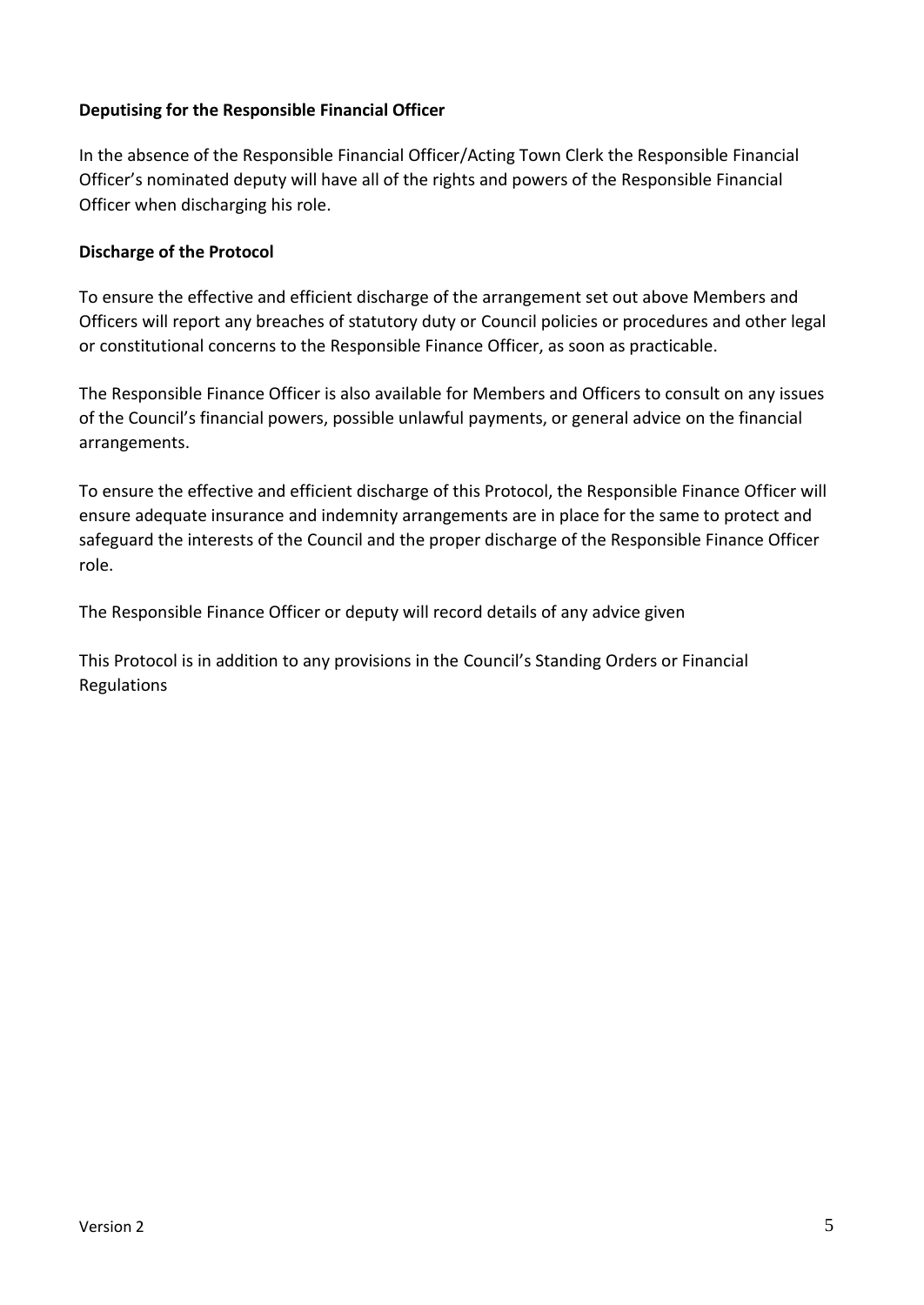**Deputising for the Responsible Financial Officer**

In the absence of the Responsible Financial Officer/Acting Town Clerk the Responsible Financial Officer's nominated deputy will have all of the rights and powers of the Responsible Financial Officer when discharging his role.

**Discharge of the Protocol**

To ensure the effective and efficient discharge of the arrangement set out above Members and Officers will report any breaches of statutory duty or Council policies or procedures and other legal or constitutional concerns to the Responsible Finance Officer, as soon as practicable.

The Responsible Finance Officer is also available for Members and Officers to consult on any issues of the Council's financial powers, possible unlawful payments, or general advice on the financial arrangements.

To ensure the effective and efficient discharge of this Protocol, the Responsible Finance Officer will ensure adequate insurance and indemnity arrangements are in place for the same to protect and safeguard the interests of the Council and the proper discharge of the Responsible Finance Officer role.

The Responsible Finance Officer or deputy will record details of any advice given

This Protocol is in addition to any provisions in the Council's Standing Orders or Financial Regulations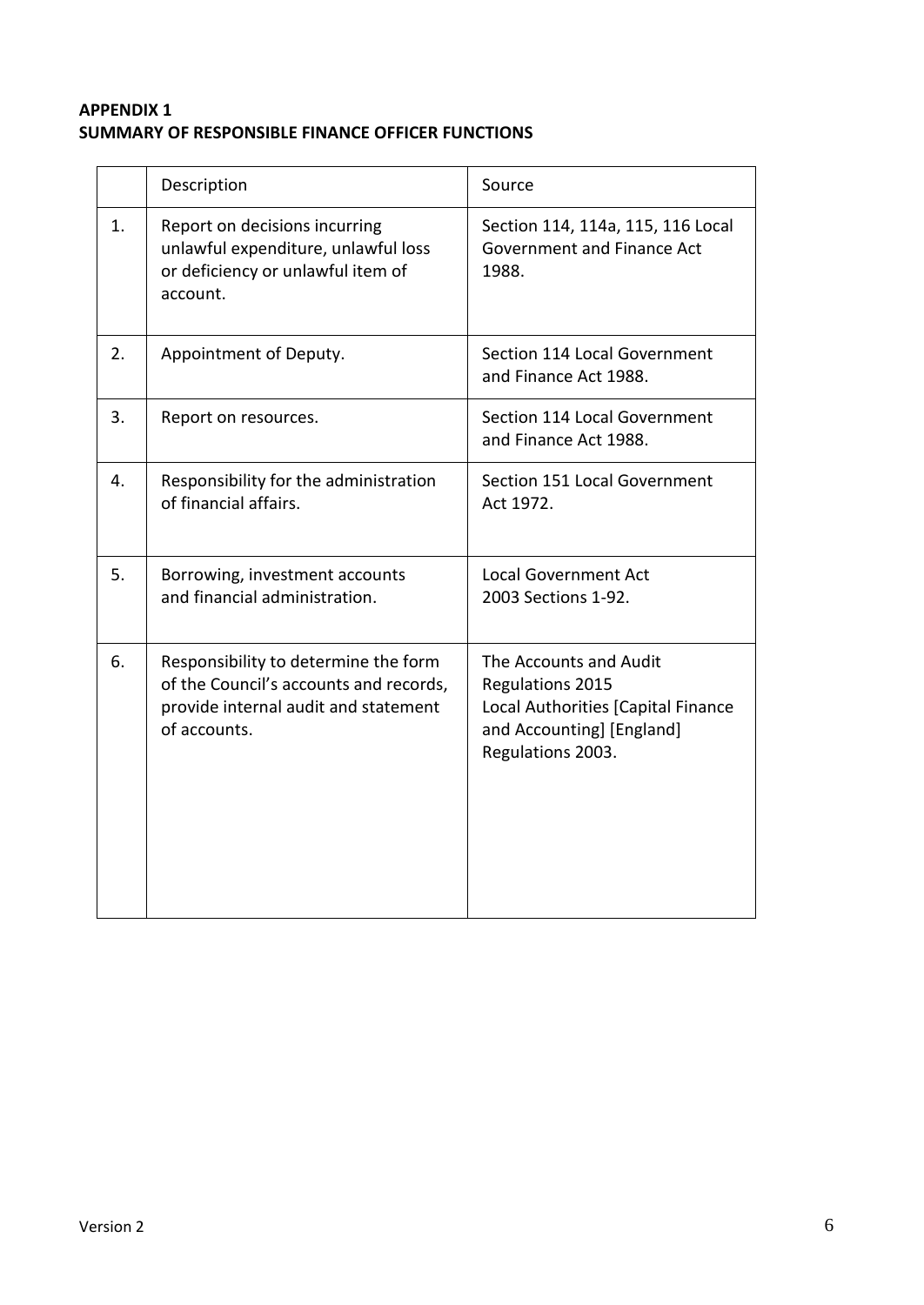**APPENDIX 1**
**SUMMARY OF RESPONSIBLE FINANCE OFFICER FUNCTIONS**

| | Description | Source |
|---|---|---|
| 1. | Report on decisions incurring unlawful expenditure, unlawful loss or deficiency or unlawful item of account. | Section 114, 114a, 115, 116 Local Government and Finance Act 1988. |
| 2. | Appointment of Deputy. | Section 114 Local Government and Finance Act 1988. |
| 3. | Report on resources. | Section 114 Local Government and Finance Act 1988. |
| 4. | Responsibility for the administration of financial affairs. | Section 151 Local Government Act 1972. |
| 5. | Borrowing, investment accounts and financial administration. | Local Government Act 2003 Sections 1-92. |
| 6. | Responsibility to determine the form of the Council's accounts and records, provide internal audit and statement of accounts. | The Accounts and Audit Regulations 2015 Local Authorities [Capital Finance and Accounting] [England] Regulations 2003. |

Version 2